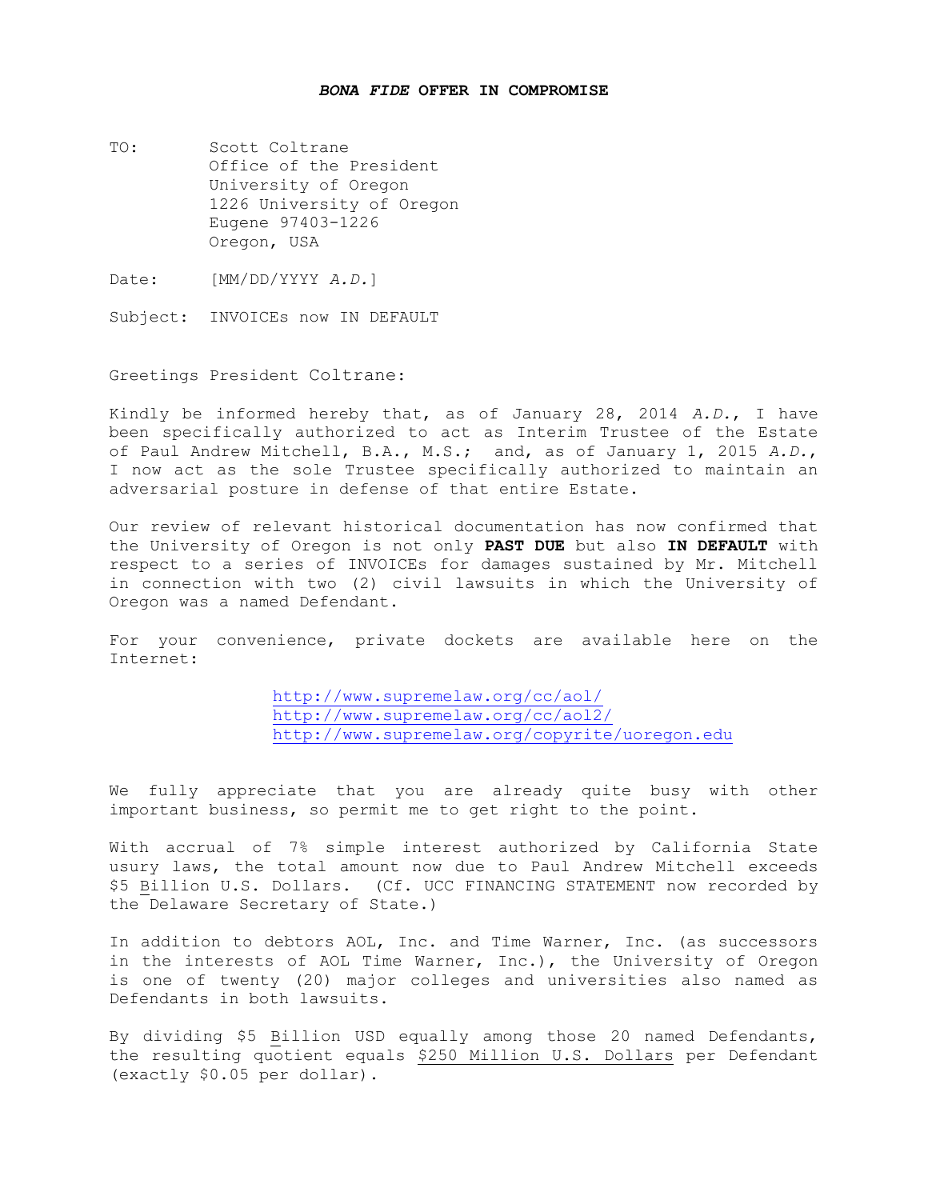# ***BONA FIDE* OFFER IN COMPROMISE**

TO: Scott Coltrane
Office of the President
University of Oregon
1226 University of Oregon
Eugene 97403-1226
Oregon, USA

Date: [MM/DD/YYYY *A.D.*]

Subject: INVOICEs now IN DEFAULT

Greetings President Coltrane:

Kindly be informed hereby that, as of January 28, 2014 *A.D.*, I have been specifically authorized to act as Interim Trustee of the Estate of Paul Andrew Mitchell, B.A., M.S.; and, as of January 1, 2015 *A.D.*, I now act as the sole Trustee specifically authorized to maintain an adversarial posture in defense of that entire Estate.

Our review of relevant historical documentation has now confirmed that the University of Oregon is not only **PAST DUE** but also **IN DEFAULT** with respect to a series of INVOICEs for damages sustained by Mr. Mitchell in connection with two (2) civil lawsuits in which the University of Oregon was a named Defendant.

For your convenience, private dockets are available here on the Internet:

http://www.supremelaw.org/cc/aol/
http://www.supremelaw.org/cc/aol2/
http://www.supremelaw.org/copyrite/uoregon.edu

We fully appreciate that you are already quite busy with other important business, so permit me to get right to the point.

With accrual of 7% simple interest authorized by California State usury laws, the total amount now due to Paul Andrew Mitchell exceeds $5 Billion U.S. Dollars. (Cf. UCC FINANCING STATEMENT now recorded by the Delaware Secretary of State.)

In addition to debtors AOL, Inc. and Time Warner, Inc. (as successors in the interests of AOL Time Warner, Inc.), the University of Oregon is one of twenty (20) major colleges and universities also named as Defendants in both lawsuits.

By dividing $5 Billion USD equally among those 20 named Defendants, the resulting quotient equals $250 Million U.S. Dollars per Defendant (exactly $0.05 per dollar).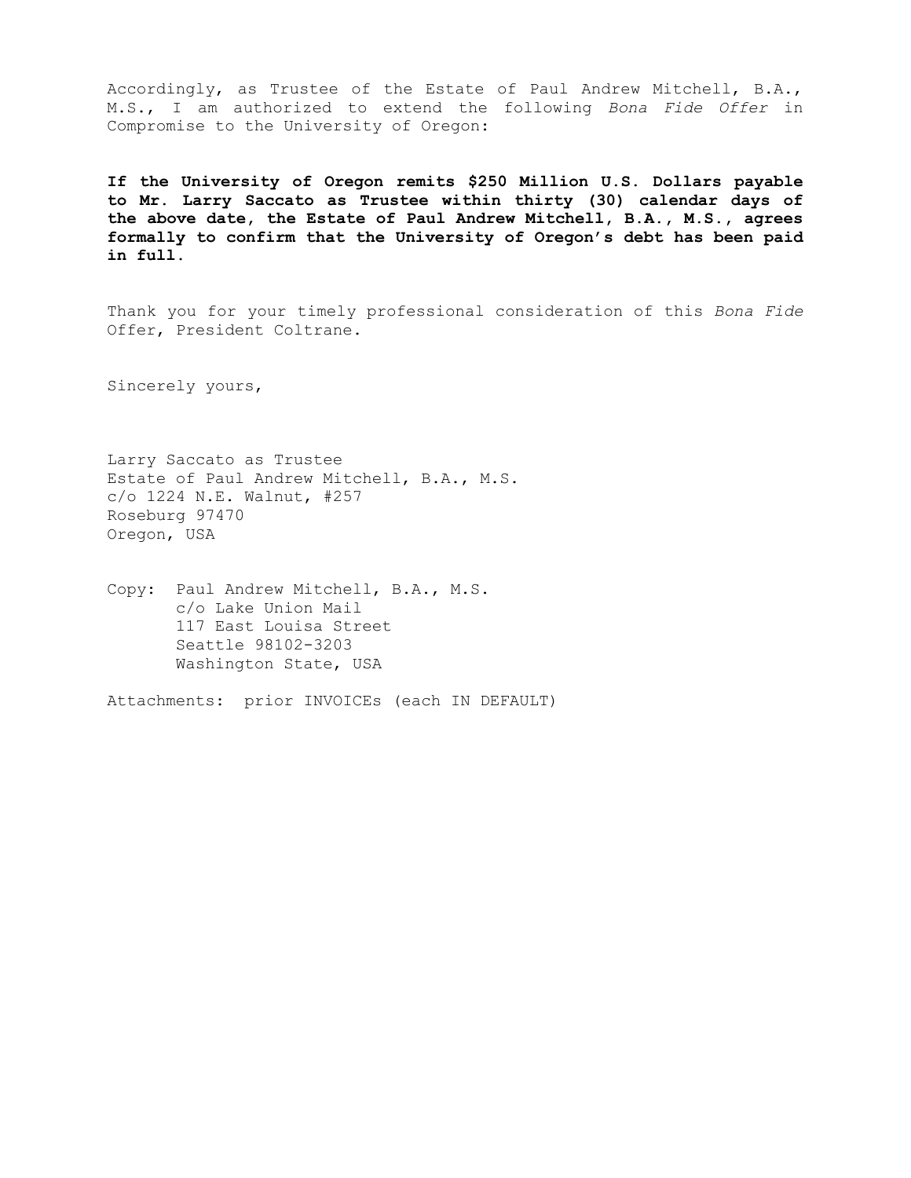Accordingly, as Trustee of the Estate of Paul Andrew Mitchell, B.A., M.S., I am authorized to extend the following *Bona Fide Offer* in Compromise to the University of Oregon:

**If the University of Oregon remits $250 Million U.S. Dollars payable to Mr. Larry Saccato as Trustee within thirty (30) calendar days of the above date, the Estate of Paul Andrew Mitchell, B.A., M.S., agrees formally to confirm that the University of Oregon's debt has been paid in full.**

Thank you for your timely professional consideration of this *Bona Fide* Offer, President Coltrane.

Sincerely yours,

Larry Saccato as Trustee
Estate of Paul Andrew Mitchell, B.A., M.S.
c/o 1224 N.E. Walnut, #257
Roseburg 97470
Oregon, USA

Copy: Paul Andrew Mitchell, B.A., M.S.
c/o Lake Union Mail
117 East Louisa Street
Seattle 98102-3203
Washington State, USA

Attachments: prior INVOICEs (each IN DEFAULT)